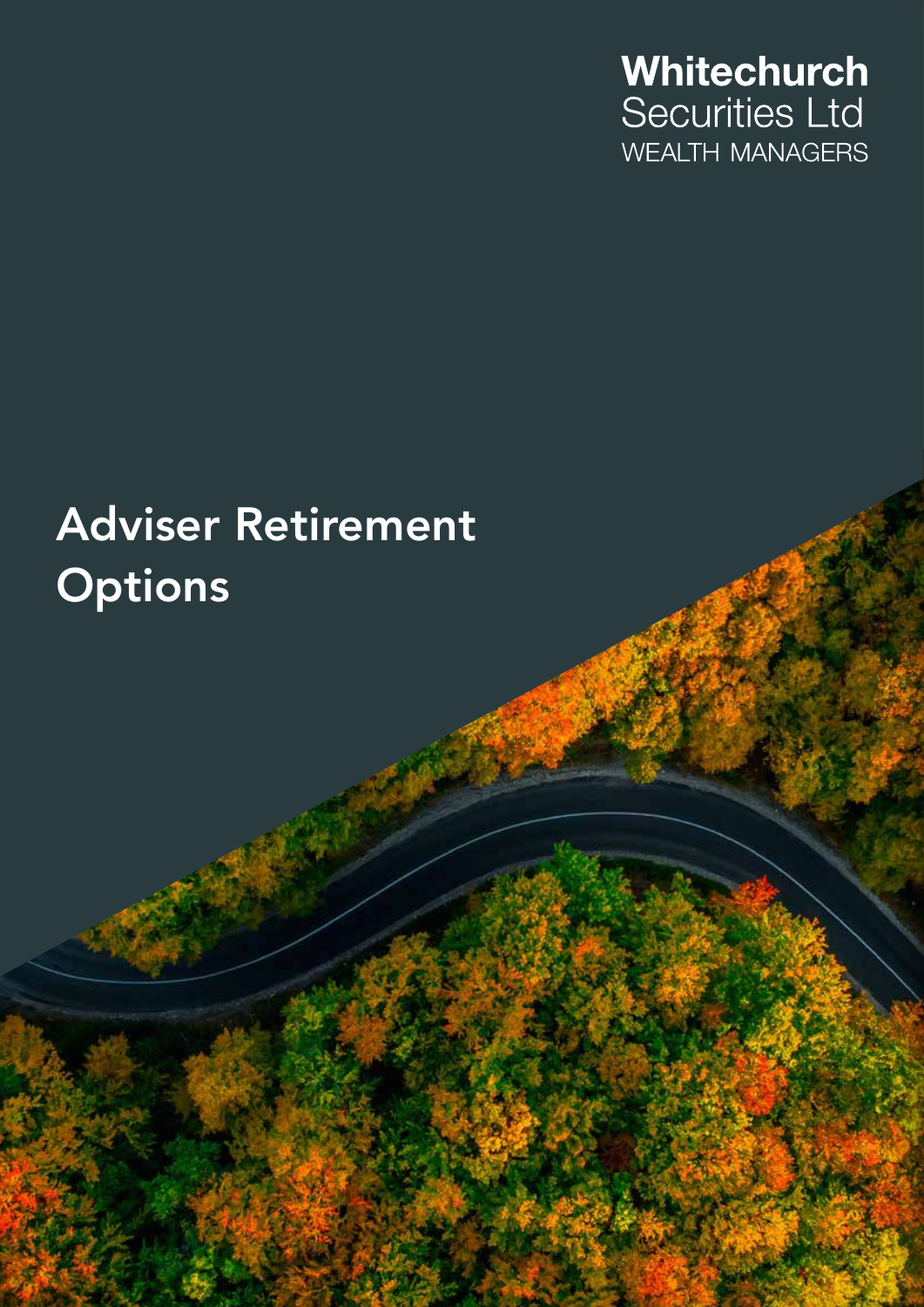**Whitechurch**
Securities Ltd
WEALTH MANAGERS

# Adviser Retirement Options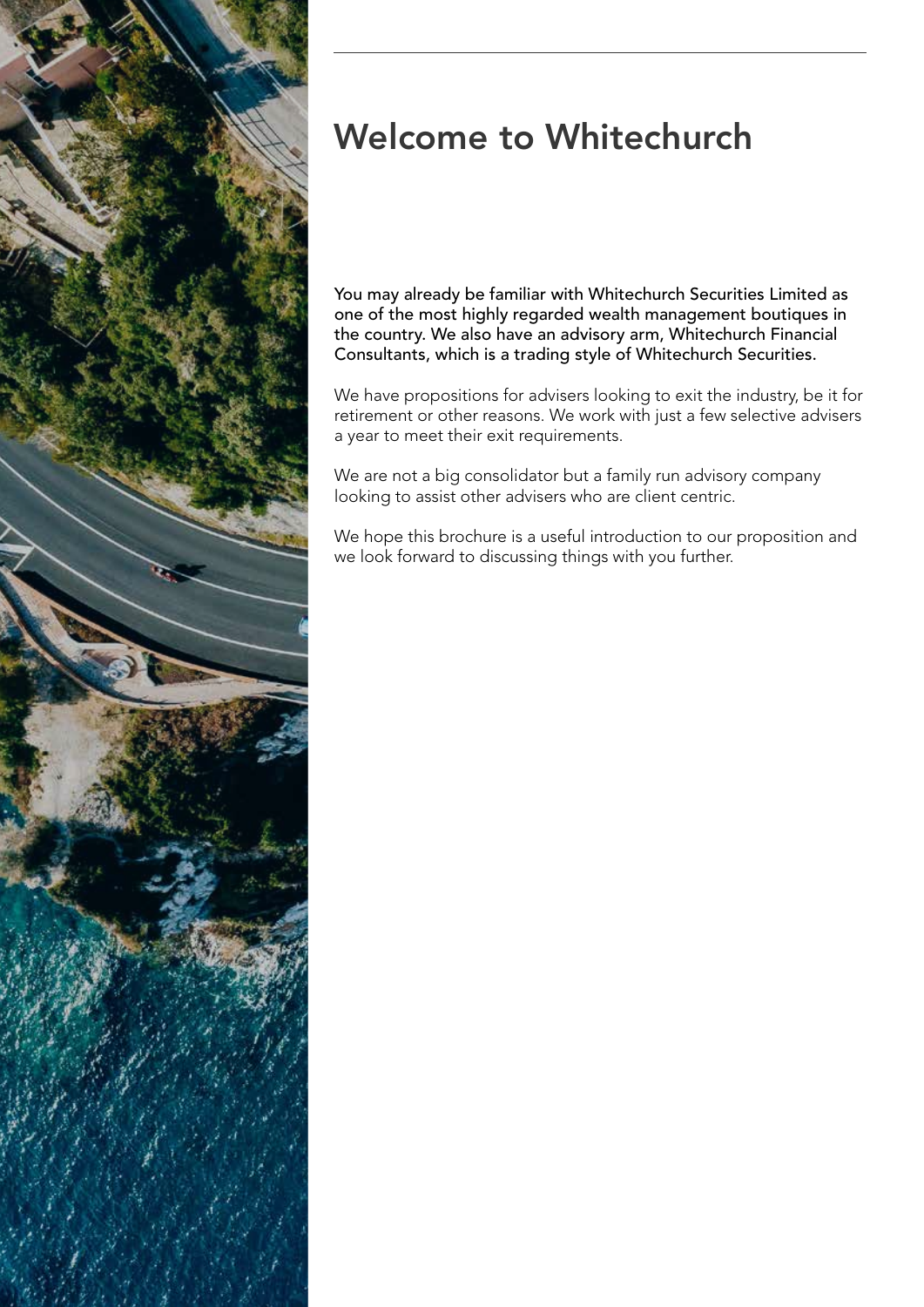# Welcome to Whitechurch

**You may already be familiar with Whitechurch Securities Limited as one of the most highly regarded wealth management boutiques in the country. We also have an advisory arm, Whitechurch Financial Consultants, which is a trading style of Whitechurch Securities.**

We have propositions for advisers looking to exit the industry, be it for retirement or other reasons. We work with just a few selective advisers a year to meet their exit requirements.

We are not a big consolidator but a family run advisory company looking to assist other advisers who are client centric.

We hope this brochure is a useful introduction to our proposition and we look forward to discussing things with you further.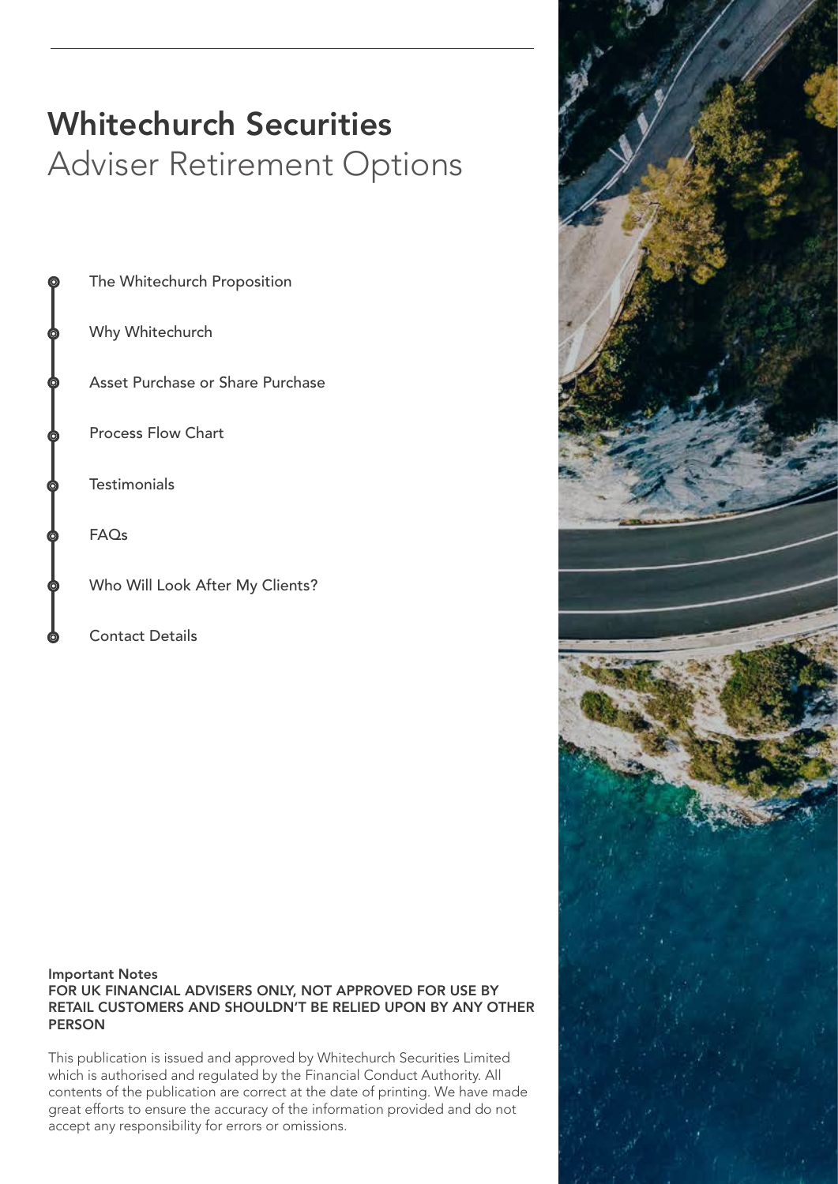# Whitechurch Securities

## Adviser Retirement Options

- The Whitechurch Proposition
- Why Whitechurch
- Asset Purchase or Share Purchase
- Process Flow Chart
- Testimonials
- FAQs
- Who Will Look After My Clients?
- Contact Details

**Important Notes**

**FOR UK FINANCIAL ADVISERS ONLY, NOT APPROVED FOR USE BY RETAIL CUSTOMERS AND SHOULDN'T BE RELIED UPON BY ANY OTHER PERSON**

This publication is issued and approved by Whitechurch Securities Limited which is authorised and regulated by the Financial Conduct Authority. All contents of the publication are correct at the date of printing. We have made great efforts to ensure the accuracy of the information provided and do not accept any responsibility for errors or omissions.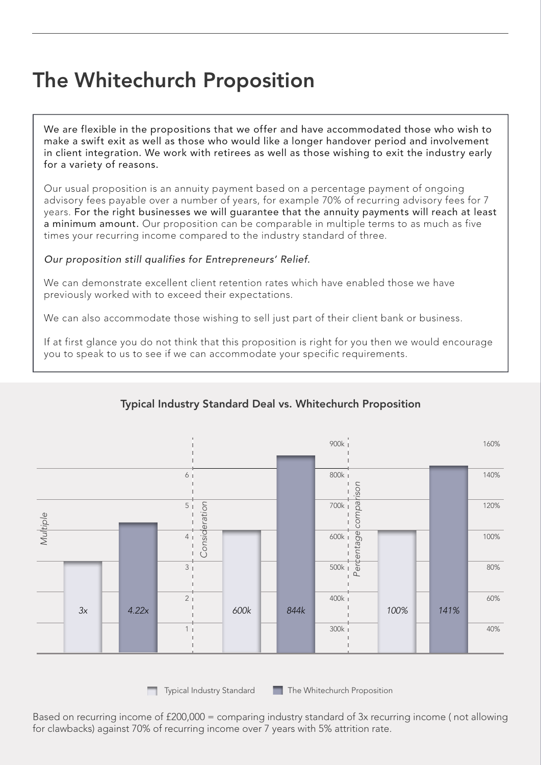# The Whitechurch Proposition

We are flexible in the propositions that we offer and have accommodated those who wish to make a swift exit as well as those who would like a longer handover period and involvement in client integration. We work with retirees as well as those wishing to exit the industry early for a variety of reasons.

Our usual proposition is an annuity payment based on a percentage payment of ongoing advisory fees payable over a number of years, for example 70% of recurring advisory fees for 7 years. For the right businesses we will guarantee that the annuity payments will reach at least a minimum amount. Our proposition can be comparable in multiple terms to as much as five times your recurring income compared to the industry standard of three.

*Our proposition still qualifies for Entrepreneurs' Relief.*

We can demonstrate excellent client retention rates which have enabled those we have previously worked with to exceed their expectations.

We can also accommodate those wishing to sell just part of their client bank or business.

If at first glance you do not think that this proposition is right for you then we would encourage you to speak to us to see if we can accommodate your specific requirements.

## Typical Industry Standard Deal vs. Whitechurch Proposition

| | Typical Industry Standard | The Whitechurch Proposition |
|---|---|---|
| Multiple | 3x | 4.22x |
| Consideration | 600k | 844k |
| Percentage comparison | 100% | 141% |

Based on recurring income of £200,000 = comparing industry standard of 3x recurring income ( not allowing for clawbacks) against 70% of recurring income over 7 years with 5% attrition rate.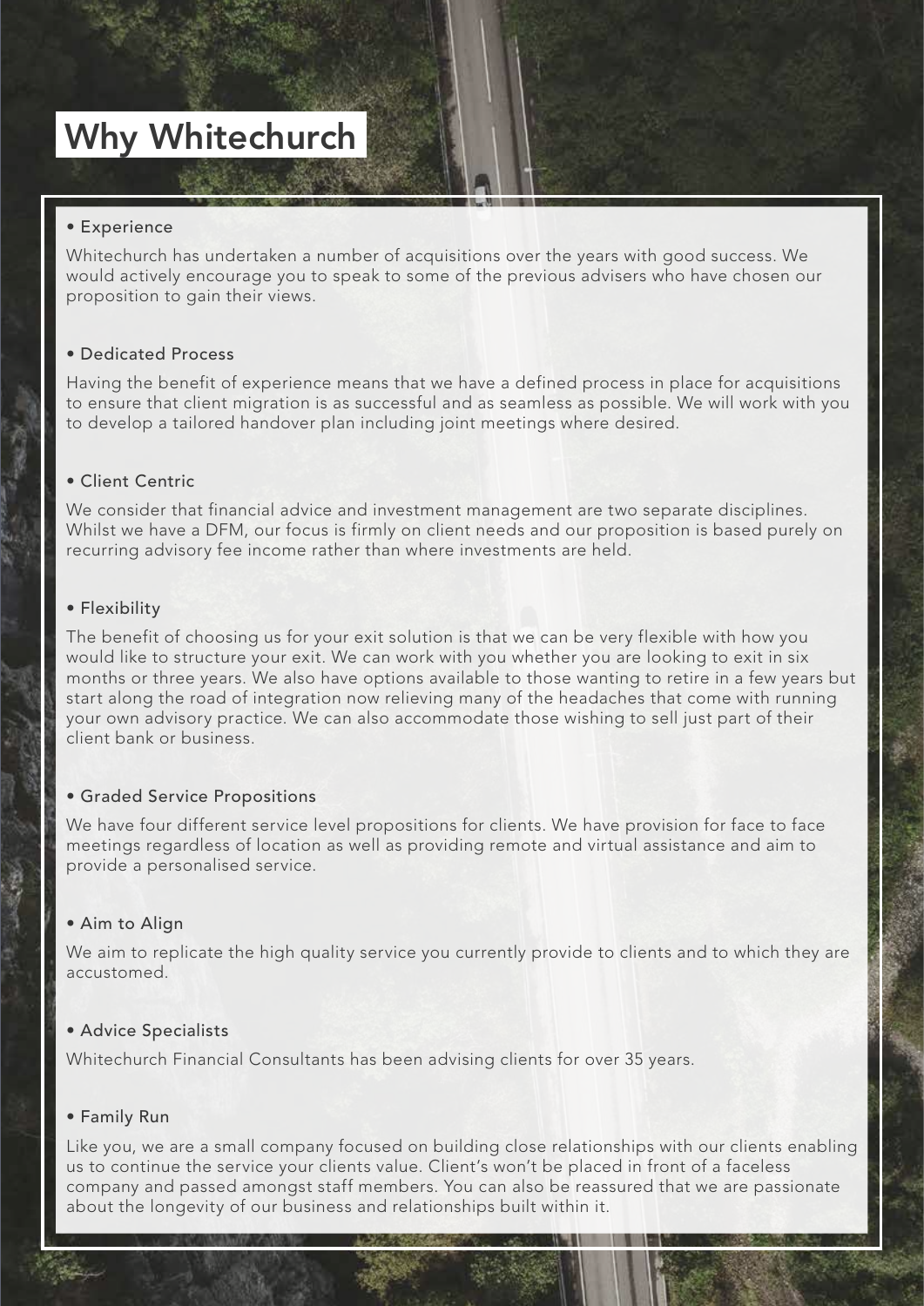# Why Whitechurch

- Experience

Whitechurch has undertaken a number of acquisitions over the years with good success. We would actively encourage you to speak to some of the previous advisers who have chosen our proposition to gain their views.

- Dedicated Process

Having the benefit of experience means that we have a defined process in place for acquisitions to ensure that client migration is as successful and as seamless as possible. We will work with you to develop a tailored handover plan including joint meetings where desired.

- Client Centric

We consider that financial advice and investment management are two separate disciplines. Whilst we have a DFM, our focus is firmly on client needs and our proposition is based purely on recurring advisory fee income rather than where investments are held.

- Flexibility

The benefit of choosing us for your exit solution is that we can be very flexible with how you would like to structure your exit. We can work with you whether you are looking to exit in six months or three years. We also have options available to those wanting to retire in a few years but start along the road of integration now relieving many of the headaches that come with running your own advisory practice. We can also accommodate those wishing to sell just part of their client bank or business.

- Graded Service Propositions

We have four different service level propositions for clients. We have provision for face to face meetings regardless of location as well as providing remote and virtual assistance and aim to provide a personalised service.

- Aim to Align

We aim to replicate the high quality service you currently provide to clients and to which they are accustomed.

- Advice Specialists

Whitechurch Financial Consultants has been advising clients for over 35 years.

- Family Run

Like you, we are a small company focused on building close relationships with our clients enabling us to continue the service your clients value. Client's won't be placed in front of a faceless company and passed amongst staff members. You can also be reassured that we are passionate about the longevity of our business and relationships built within it.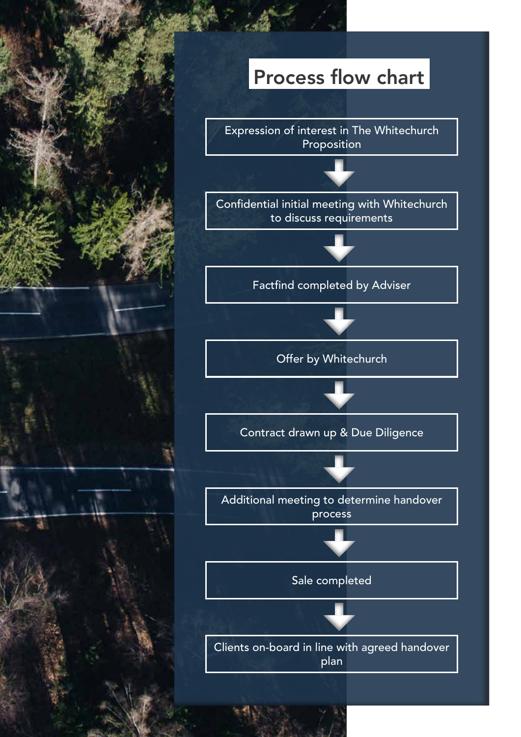# Process flow chart

1. Expression of interest in The Whitechurch Proposition
2. Confidential initial meeting with Whitechurch to discuss requirements
3. Factfind completed by Adviser
4. Offer by Whitechurch
5. Contract drawn up & Due Diligence
6. Additional meeting to determine handover process
7. Sale completed
8. Clients on-board in line with agreed handover plan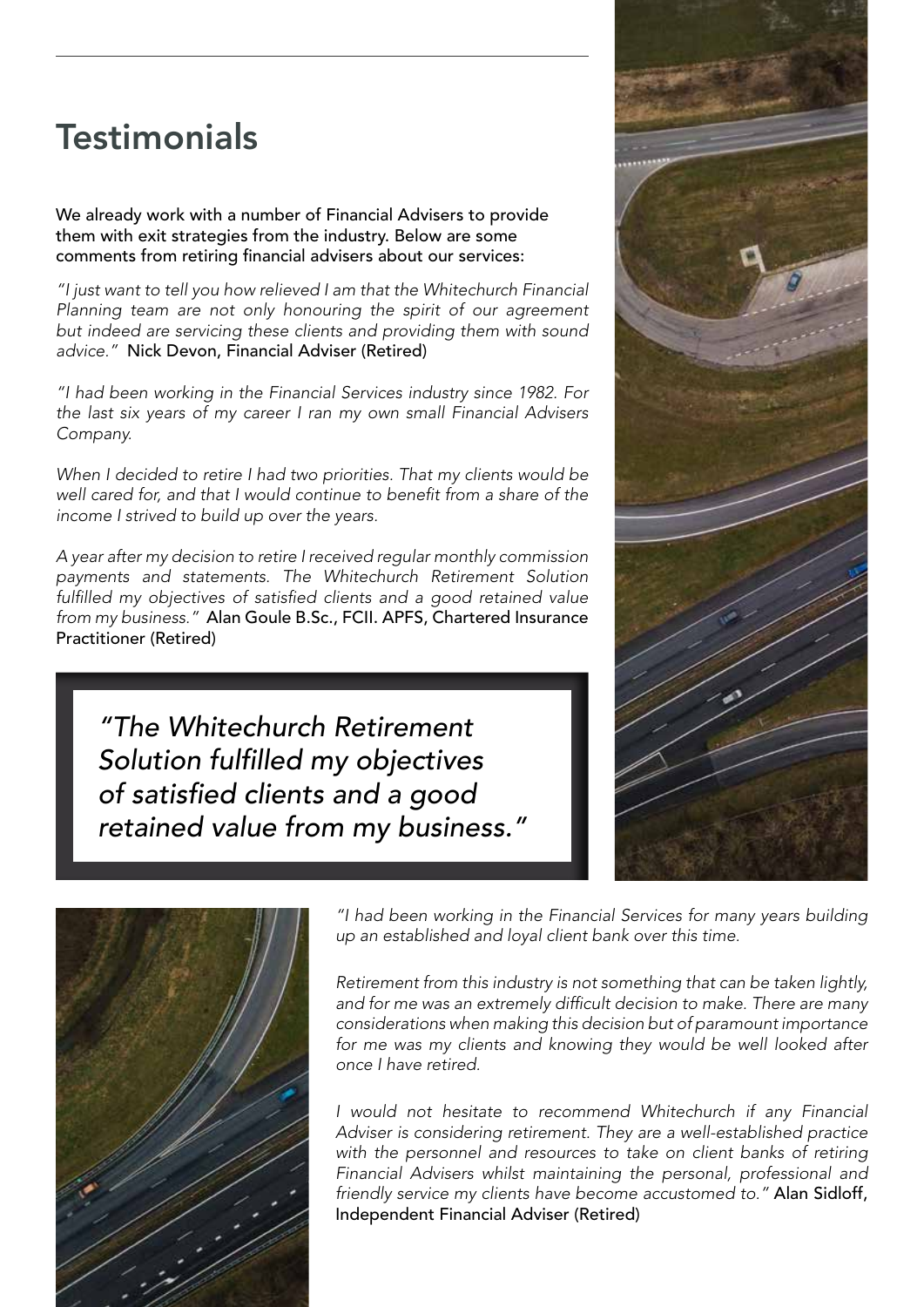# Testimonials

We already work with a number of Financial Advisers to provide them with exit strategies from the industry. Below are some comments from retiring financial advisers about our services:

*"I just want to tell you how relieved I am that the Whitechurch Financial Planning team are not only honouring the spirit of our agreement but indeed are servicing these clients and providing them with sound advice."* Nick Devon, Financial Adviser (Retired)

*"I had been working in the Financial Services industry since 1982. For the last six years of my career I ran my own small Financial Advisers Company.*

*When I decided to retire I had two priorities. That my clients would be well cared for, and that I would continue to benefit from a share of the income I strived to build up over the years.*

*A year after my decision to retire I received regular monthly commission payments and statements. The Whitechurch Retirement Solution fulfilled my objectives of satisfied clients and a good retained value from my business."* Alan Goule B.Sc., FCII. APFS, Chartered Insurance Practitioner (Retired)

> *"The Whitechurch Retirement Solution fulfilled my objectives of satisfied clients and a good retained value from my business."*

*"I had been working in the Financial Services for many years building up an established and loyal client bank over this time.*

*Retirement from this industry is not something that can be taken lightly, and for me was an extremely difficult decision to make. There are many considerations when making this decision but of paramount importance for me was my clients and knowing they would be well looked after once I have retired.*

*I would not hesitate to recommend Whitechurch if any Financial Adviser is considering retirement. They are a well-established practice with the personnel and resources to take on client banks of retiring Financial Advisers whilst maintaining the personal, professional and friendly service my clients have become accustomed to."* Alan Sidloff, Independent Financial Adviser (Retired)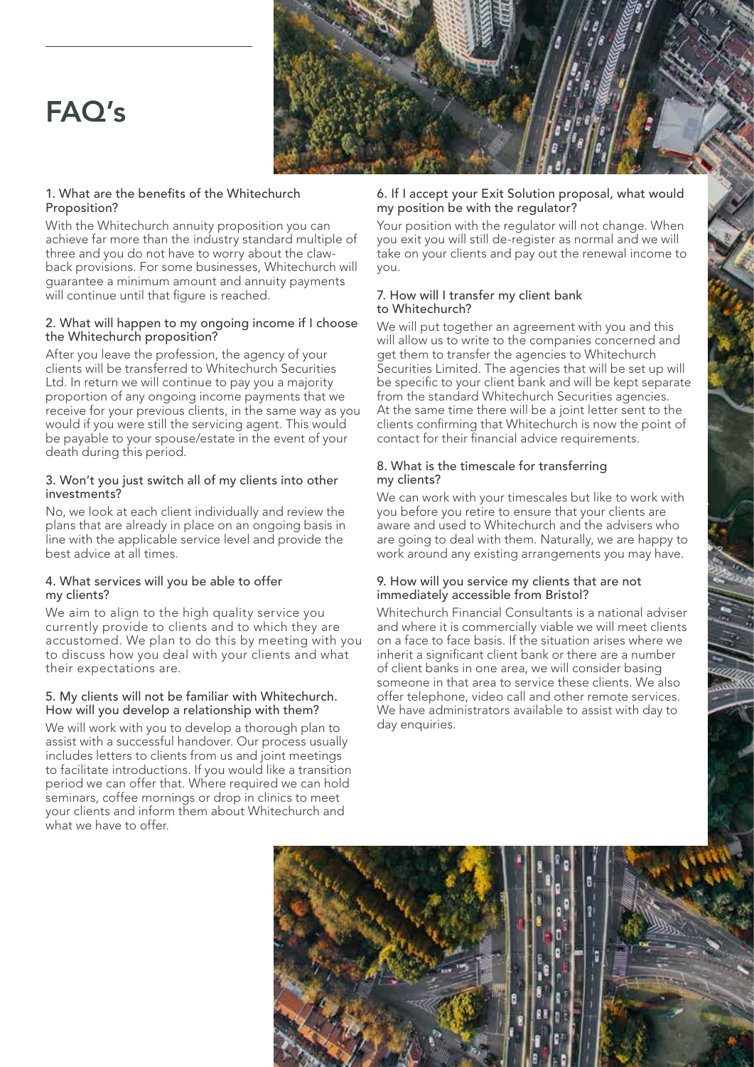# FAQ's

### 1. What are the benefits of the Whitechurch Proposition?

With the Whitechurch annuity proposition you can achieve far more than the industry standard multiple of three and you do not have to worry about the claw-back provisions. For some businesses, Whitechurch will guarantee a minimum amount and annuity payments will continue until that figure is reached.

### 2. What will happen to my ongoing income if I choose the Whitechurch proposition?

After you leave the profession, the agency of your clients will be transferred to Whitechurch Securities Ltd. In return we will continue to pay you a majority proportion of any ongoing income payments that we receive for your previous clients, in the same way as you would if you were still the servicing agent. This would be payable to your spouse/estate in the event of your death during this period.

### 3. Won't you just switch all of my clients into other investments?

No, we look at each client individually and review the plans that are already in place on an ongoing basis in line with the applicable service level and provide the best advice at all times.

### 4. What services will you be able to offer my clients?

We aim to align to the high quality service you currently provide to clients and to which they are accustomed. We plan to do this by meeting with you to discuss how you deal with your clients and what their expectations are.

### 5. My clients will not be familiar with Whitechurch. How will you develop a relationship with them?

We will work with you to develop a thorough plan to assist with a successful handover. Our process usually includes letters to clients from us and joint meetings to facilitate introductions. If you would like a transition period we can offer that. Where required we can hold seminars, coffee mornings or drop in clinics to meet your clients and inform them about Whitechurch and what we have to offer.

### 6. If I accept your Exit Solution proposal, what would my position be with the regulator?

Your position with the regulator will not change. When you exit you will still de-register as normal and we will take on your clients and pay out the renewal income to you.

### 7. How will I transfer my client bank to Whitechurch?

We will put together an agreement with you and this will allow us to write to the companies concerned and get them to transfer the agencies to Whitechurch Securities Limited. The agencies that will be set up will be specific to your client bank and will be kept separate from the standard Whitechurch Securities agencies. At the same time there will be a joint letter sent to the clients confirming that Whitechurch is now the point of contact for their financial advice requirements.

### 8. What is the timescale for transferring my clients?

We can work with your timescales but like to work with you before you retire to ensure that your clients are aware and used to Whitechurch and the advisers who are going to deal with them. Naturally, we are happy to work around any existing arrangements you may have.

### 9. How will you service my clients that are not immediately accessible from Bristol?

Whitechurch Financial Consultants is a national adviser and where it is commercially viable we will meet clients on a face to face basis. If the situation arises where we inherit a significant client bank or there are a number of client banks in one area, we will consider basing someone in that area to service these clients. We also offer telephone, video call and other remote services. We have administrators available to assist with day to day enquiries.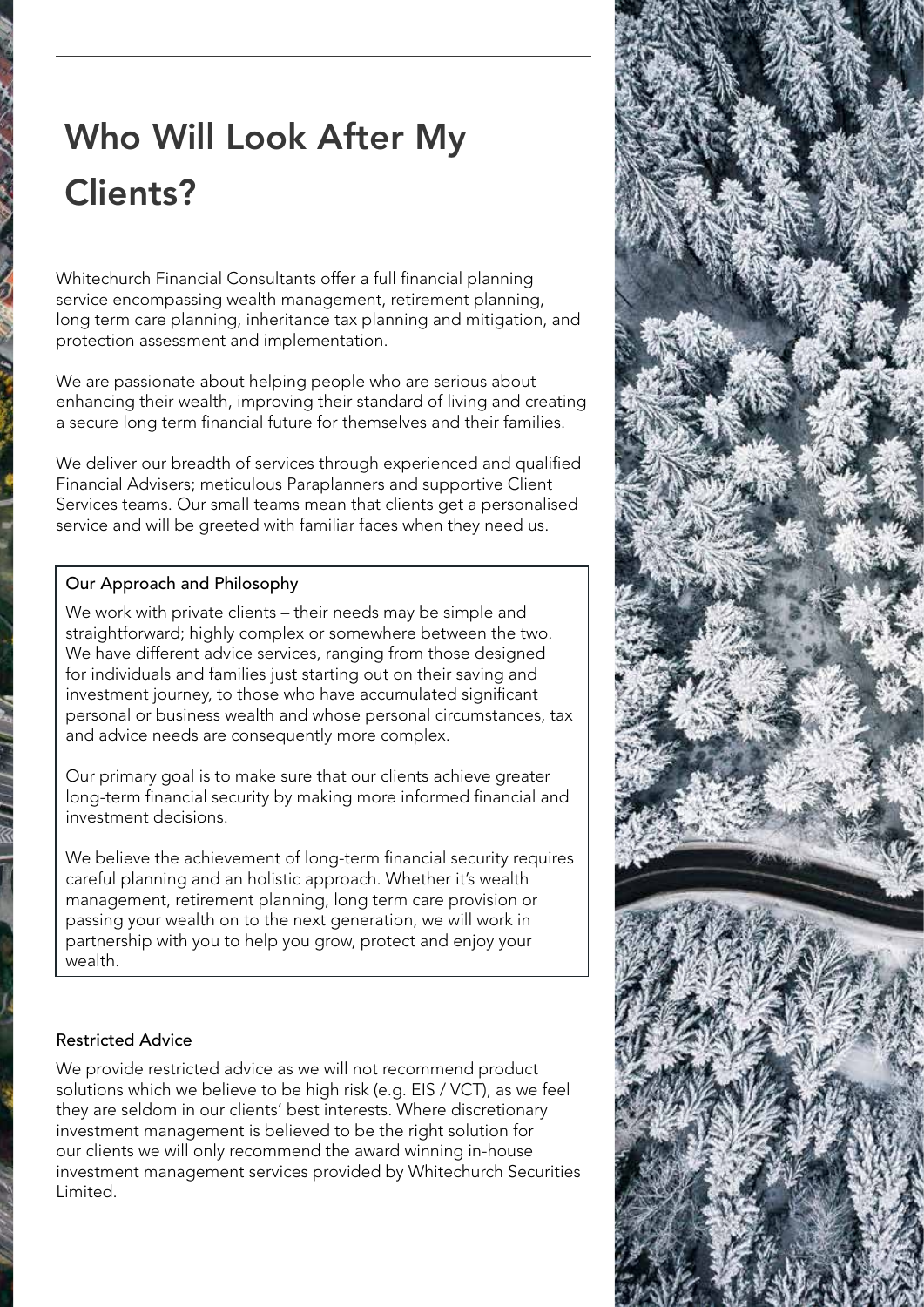# Who Will Look After My Clients?

Whitechurch Financial Consultants offer a full financial planning service encompassing wealth management, retirement planning, long term care planning, inheritance tax planning and mitigation, and protection assessment and implementation.

We are passionate about helping people who are serious about enhancing their wealth, improving their standard of living and creating a secure long term financial future for themselves and their families.

We deliver our breadth of services through experienced and qualified Financial Advisers; meticulous Paraplanners and supportive Client Services teams. Our small teams mean that clients get a personalised service and will be greeted with familiar faces when they need us.

### Our Approach and Philosophy

We work with private clients – their needs may be simple and straightforward; highly complex or somewhere between the two. We have different advice services, ranging from those designed for individuals and families just starting out on their saving and investment journey, to those who have accumulated significant personal or business wealth and whose personal circumstances, tax and advice needs are consequently more complex.

Our primary goal is to make sure that our clients achieve greater long-term financial security by making more informed financial and investment decisions.

We believe the achievement of long-term financial security requires careful planning and an holistic approach. Whether it's wealth management, retirement planning, long term care provision or passing your wealth on to the next generation, we will work in partnership with you to help you grow, protect and enjoy your wealth.

### Restricted Advice

We provide restricted advice as we will not recommend product solutions which we believe to be high risk (e.g. EIS / VCT), as we feel they are seldom in our clients' best interests. Where discretionary investment management is believed to be the right solution for our clients we will only recommend the award winning in-house investment management services provided by Whitechurch Securities Limited.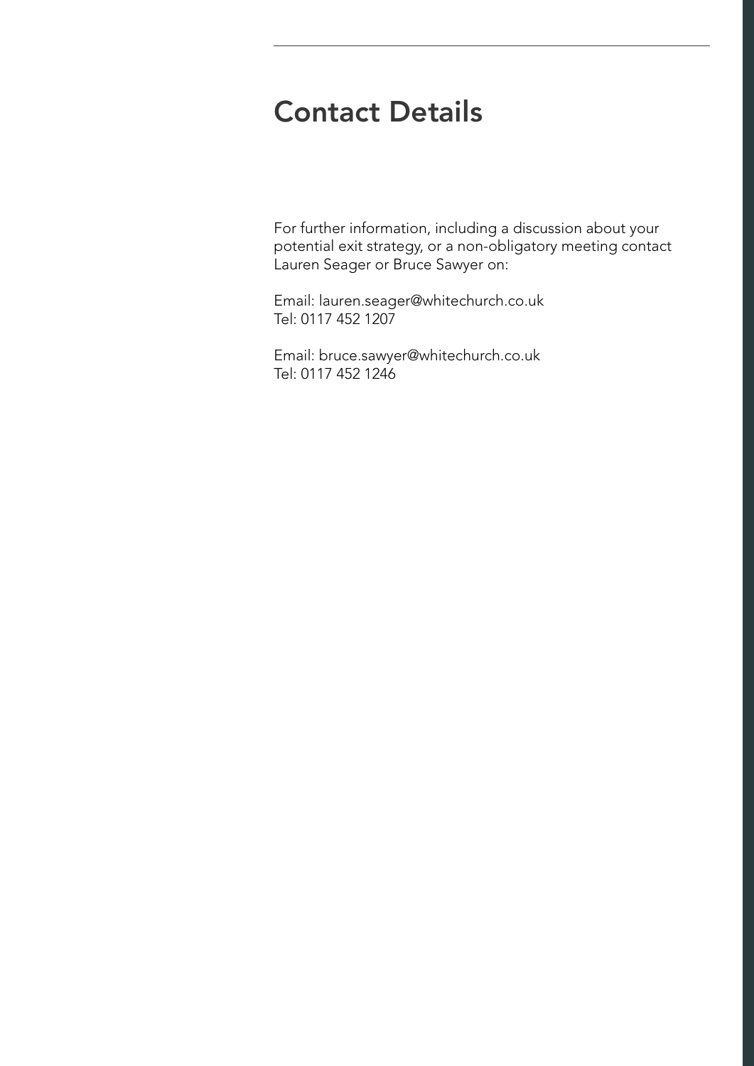# Contact Details

For further information, including a discussion about your potential exit strategy, or a non-obligatory meeting contact Lauren Seager or Bruce Sawyer on:

Email: lauren.seager@whitechurch.co.uk
Tel: 0117 452 1207

Email: bruce.sawyer@whitechurch.co.uk
Tel: 0117 452 1246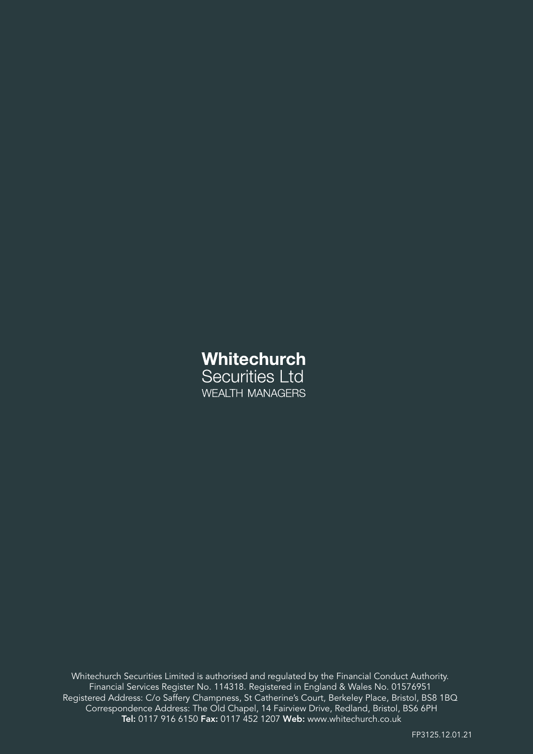**Whitechurch**
Securities Ltd
WEALTH MANAGERS

Whitechurch Securities Limited is authorised and regulated by the Financial Conduct Authority.
Financial Services Register No. 114318. Registered in England & Wales No. 01576951
Registered Address: C/o Saffery Champness, St Catherine's Court, Berkeley Place, Bristol, BS8 1BQ
Correspondence Address: The Old Chapel, 14 Fairview Drive, Redland, Bristol, BS6 6PH
**Tel:** 0117 916 6150 **Fax:** 0117 452 1207 **Web:** www.whitechurch.co.uk

FP3125.12.01.21